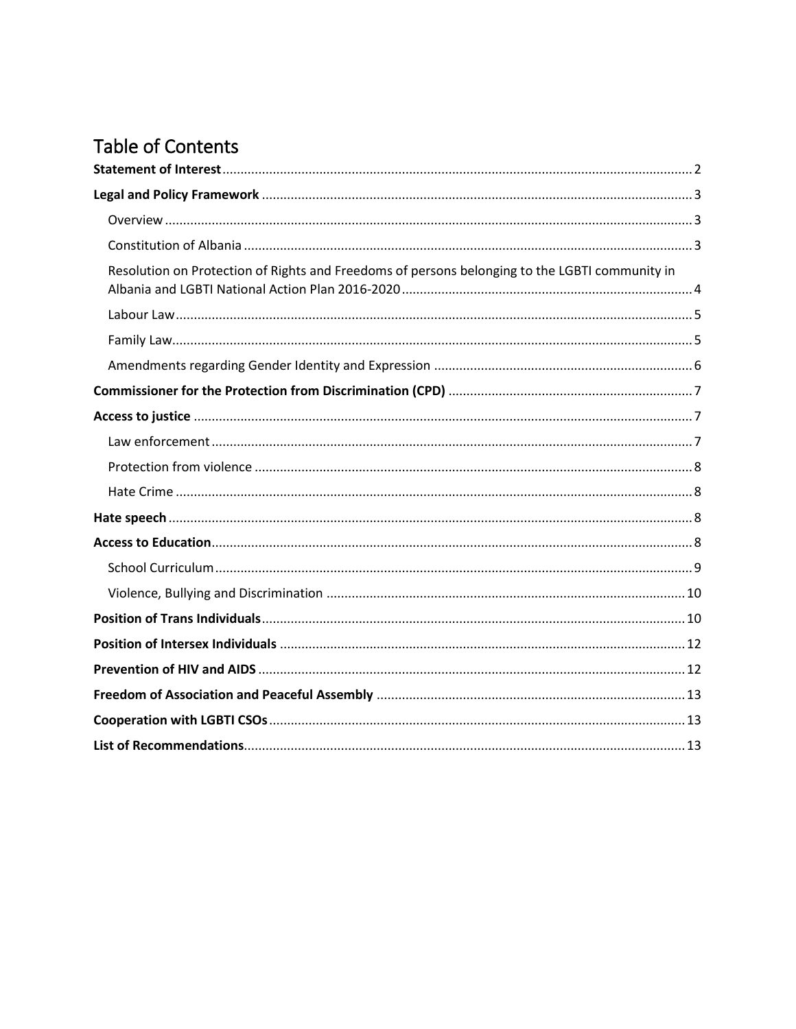# Table of Contents

**Statement of Interest** .... 2

**Legal and Policy Framework** .... 3

- Overview .... 3
- Constitution of Albania .... 3
- Resolution on Protection of Rights and Freedoms of persons belonging to the LGBTI community in Albania and LGBTI National Action Plan 2016-2020 .... 4
- Labour Law .... 5
- Family Law .... 5
- Amendments regarding Gender Identity and Expression .... 6

**Commissioner for the Protection from Discrimination (CPD)** .... 7

**Access to justice** .... 7

- Law enforcement .... 7
- Protection from violence .... 8
- Hate Crime .... 8

**Hate speech** .... 8

**Access to Education** .... 8

- School Curriculum .... 9
- Violence, Bullying and Discrimination .... 10

**Position of Trans Individuals** .... 10

**Position of Intersex Individuals** .... 12

**Prevention of HIV and AIDS** .... 12

**Freedom of Association and Peaceful Assembly** .... 13

**Cooperation with LGBTI CSOs** .... 13

**List of Recommendations** .... 13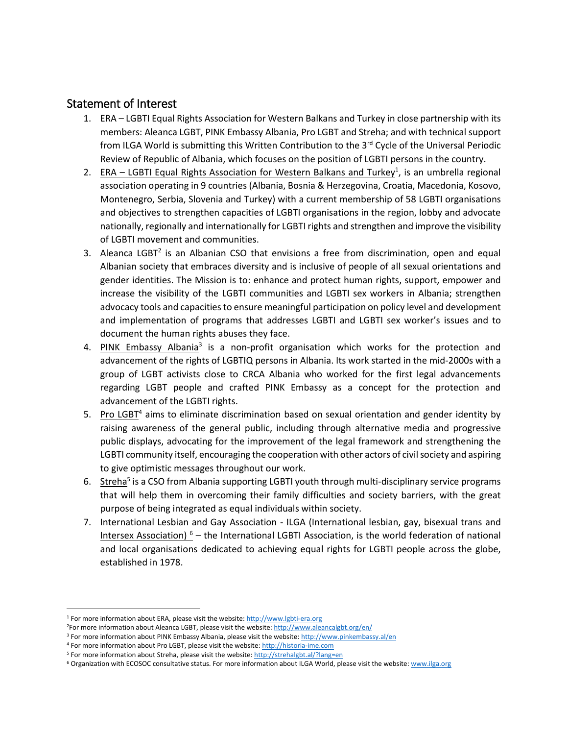## Statement of Interest

1. ERA – LGBTI Equal Rights Association for Western Balkans and Turkey in close partnership with its members: Aleanca LGBT, PINK Embassy Albania, Pro LGBT and Streha; and with technical support from ILGA World is submitting this Written Contribution to the 3rd Cycle of the Universal Periodic Review of Republic of Albania, which focuses on the position of LGBTI persons in the country.
2. ERA – LGBTI Equal Rights Association for Western Balkans and Turkey[1], is an umbrella regional association operating in 9 countries (Albania, Bosnia & Herzegovina, Croatia, Macedonia, Kosovo, Montenegro, Serbia, Slovenia and Turkey) with a current membership of 58 LGBTI organisations and objectives to strengthen capacities of LGBTI organisations in the region, lobby and advocate nationally, regionally and internationally for LGBTI rights and strengthen and improve the visibility of LGBTI movement and communities.
3. Aleanca LGBT[2] is an Albanian CSO that envisions a free from discrimination, open and equal Albanian society that embraces diversity and is inclusive of people of all sexual orientations and gender identities. The Mission is to: enhance and protect human rights, support, empower and increase the visibility of the LGBTI communities and LGBTI sex workers in Albania; strengthen advocacy tools and capacities to ensure meaningful participation on policy level and development and implementation of programs that addresses LGBTI and LGBTI sex worker's issues and to document the human rights abuses they face.
4. PINK Embassy Albania[3] is a non-profit organisation which works for the protection and advancement of the rights of LGBTIQ persons in Albania. Its work started in the mid-2000s with a group of LGBT activists close to CRCA Albania who worked for the first legal advancements regarding LGBT people and crafted PINK Embassy as a concept for the protection and advancement of the LGBTI rights.
5. Pro LGBT[4] aims to eliminate discrimination based on sexual orientation and gender identity by raising awareness of the general public, including through alternative media and progressive public displays, advocating for the improvement of the legal framework and strengthening the LGBTI community itself, encouraging the cooperation with other actors of civil society and aspiring to give optimistic messages throughout our work.
6. Streha[5] is a CSO from Albania supporting LGBTI youth through multi-disciplinary service programs that will help them in overcoming their family difficulties and society barriers, with the great purpose of being integrated as equal individuals within society.
7. International Lesbian and Gay Association - ILGA (International lesbian, gay, bisexual trans and Intersex Association) [6] – the International LGBTI Association, is the world federation of national and local organisations dedicated to achieving equal rights for LGBTI people across the globe, established in 1978.

---

[1] For more information about ERA, please visit the website: http://www.lgbti-era.org

[2] For more information about Aleanca LGBT, please visit the website: http://www.aleancalgbt.org/en/

[3] For more information about PINK Embassy Albania, please visit the website: http://www.pinkembassy.al/en

[4] For more information about Pro LGBT, please visit the website: http://historia-ime.com

[5] For more information about Streha, please visit the website: http://strehalgbt.al/?lang=en

[6] Organization with ECOSOC consultative status. For more information about ILGA World, please visit the website: www.ilga.org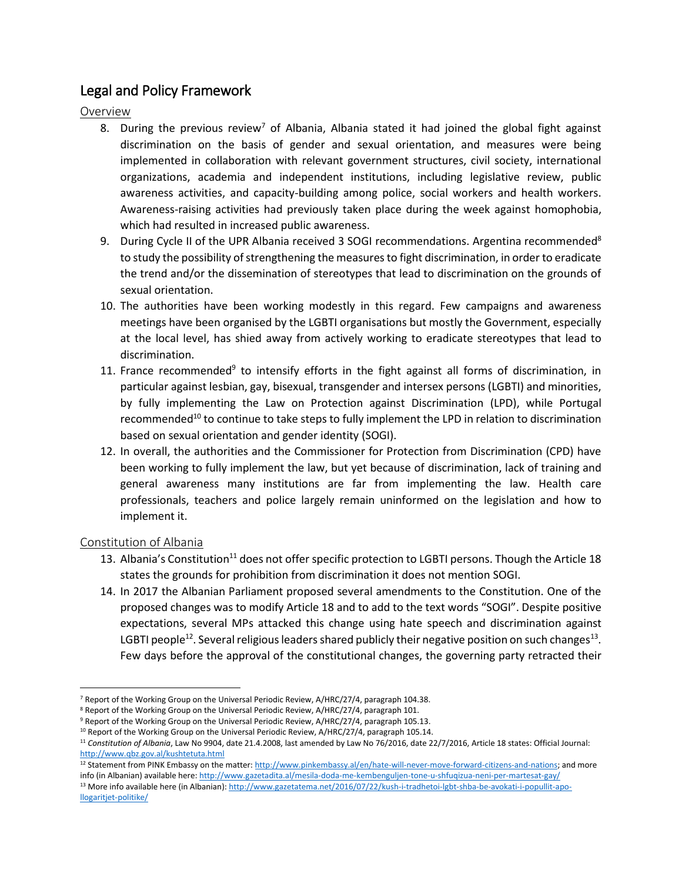## Legal and Policy Framework

### Overview

8. During the previous review[7] of Albania, Albania stated it had joined the global fight against discrimination on the basis of gender and sexual orientation, and measures were being implemented in collaboration with relevant government structures, civil society, international organizations, academia and independent institutions, including legislative review, public awareness activities, and capacity-building among police, social workers and health workers. Awareness-raising activities had previously taken place during the week against homophobia, which had resulted in increased public awareness.
9. During Cycle II of the UPR Albania received 3 SOGI recommendations. Argentina recommended[8] to study the possibility of strengthening the measures to fight discrimination, in order to eradicate the trend and/or the dissemination of stereotypes that lead to discrimination on the grounds of sexual orientation.
10. The authorities have been working modestly in this regard. Few campaigns and awareness meetings have been organised by the LGBTI organisations but mostly the Government, especially at the local level, has shied away from actively working to eradicate stereotypes that lead to discrimination.
11. France recommended[9] to intensify efforts in the fight against all forms of discrimination, in particular against lesbian, gay, bisexual, transgender and intersex persons (LGBTI) and minorities, by fully implementing the Law on Protection against Discrimination (LPD), while Portugal recommended[10] to continue to take steps to fully implement the LPD in relation to discrimination based on sexual orientation and gender identity (SOGI).
12. In overall, the authorities and the Commissioner for Protection from Discrimination (CPD) have been working to fully implement the law, but yet because of discrimination, lack of training and general awareness many institutions are far from implementing the law. Health care professionals, teachers and police largely remain uninformed on the legislation and how to implement it.

### Constitution of Albania

13. Albania's Constitution[11] does not offer specific protection to LGBTI persons. Though the Article 18 states the grounds for prohibition from discrimination it does not mention SOGI.
14. In 2017 the Albanian Parliament proposed several amendments to the Constitution. One of the proposed changes was to modify Article 18 and to add to the text words "SOGI". Despite positive expectations, several MPs attacked this change using hate speech and discrimination against LGBTI people[12]. Several religious leaders shared publicly their negative position on such changes[13]. Few days before the approval of the constitutional changes, the governing party retracted their

---

[7] Report of the Working Group on the Universal Periodic Review, A/HRC/27/4, paragraph 104.38.

[8] Report of the Working Group on the Universal Periodic Review, A/HRC/27/4, paragraph 101.

[9] Report of the Working Group on the Universal Periodic Review, A/HRC/27/4, paragraph 105.13.

[10] Report of the Working Group on the Universal Periodic Review, A/HRC/27/4, paragraph 105.14.

[11] *Constitution of Albania*, Law No 9904, date 21.4.2008, last amended by Law No 76/2016, date 22/7/2016, Article 18 states: Official Journal: http://www.qbz.gov.al/kushtetuta.html

[12] Statement from PINK Embassy on the matter: http://www.pinkembassy.al/en/hate-will-never-move-forward-citizens-and-nations; and more info (in Albanian) available here: http://www.gazetadita.al/mesila-doda-me-kembenguljen-tone-u-shfuqizua-neni-per-martesat-gay/

[13] More info available here (in Albanian): http://www.gazetatema.net/2016/07/22/kush-i-tradhetoi-lgbt-shba-be-avokati-i-popullit-apo-llogaritjet-politike/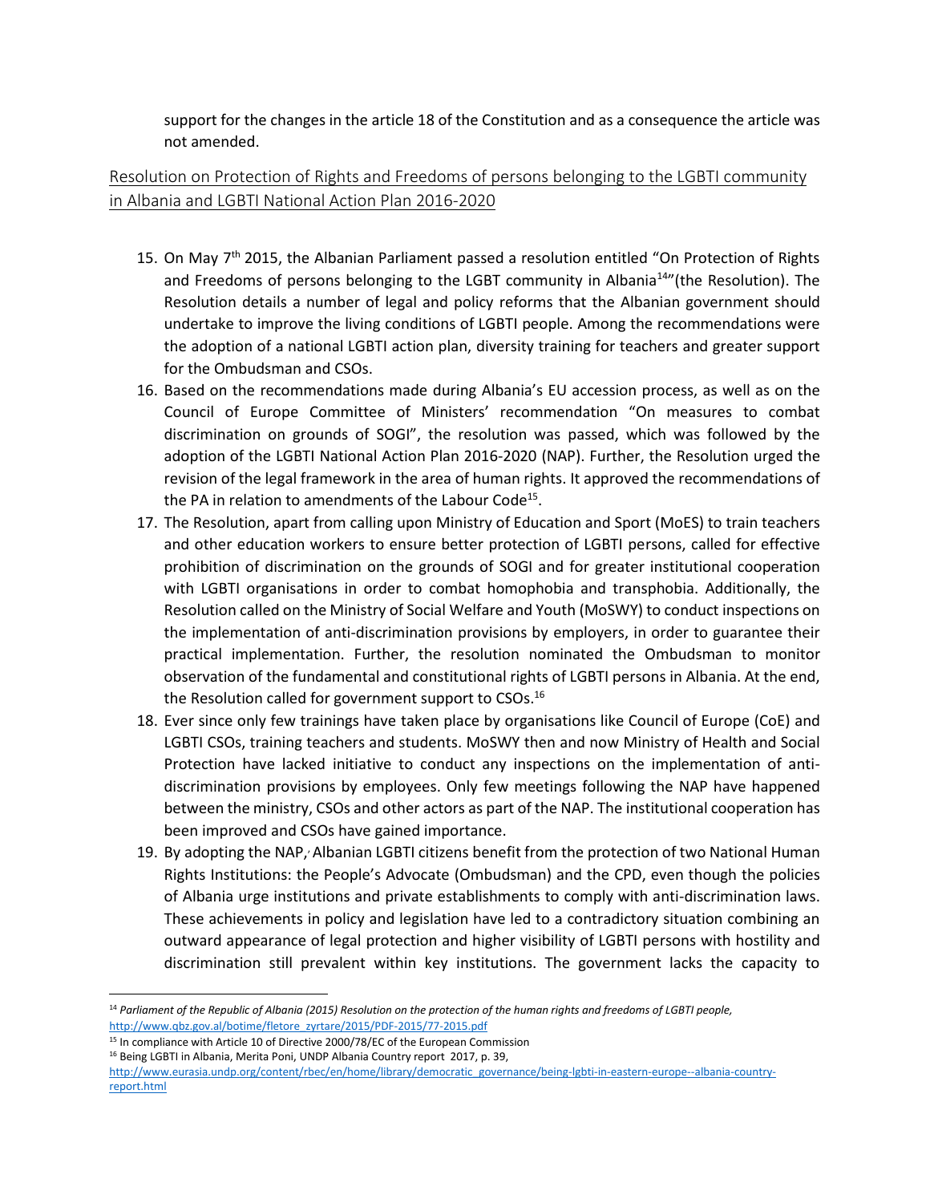support for the changes in the article 18 of the Constitution and as a consequence the article was not amended.

## Resolution on Protection of Rights and Freedoms of persons belonging to the LGBTI community in Albania and LGBTI National Action Plan 2016-2020

15. On May 7th 2015, the Albanian Parliament passed a resolution entitled "On Protection of Rights and Freedoms of persons belonging to the LGBT community in Albania[14]"(the Resolution). The Resolution details a number of legal and policy reforms that the Albanian government should undertake to improve the living conditions of LGBTI people. Among the recommendations were the adoption of a national LGBTI action plan, diversity training for teachers and greater support for the Ombudsman and CSOs.
16. Based on the recommendations made during Albania's EU accession process, as well as on the Council of Europe Committee of Ministers' recommendation "On measures to combat discrimination on grounds of SOGI", the resolution was passed, which was followed by the adoption of the LGBTI National Action Plan 2016-2020 (NAP). Further, the Resolution urged the revision of the legal framework in the area of human rights. It approved the recommendations of the PA in relation to amendments of the Labour Code[15].
17. The Resolution, apart from calling upon Ministry of Education and Sport (MoES) to train teachers and other education workers to ensure better protection of LGBTI persons, called for effective prohibition of discrimination on the grounds of SOGI and for greater institutional cooperation with LGBTI organisations in order to combat homophobia and transphobia. Additionally, the Resolution called on the Ministry of Social Welfare and Youth (MoSWY) to conduct inspections on the implementation of anti-discrimination provisions by employers, in order to guarantee their practical implementation. Further, the resolution nominated the Ombudsman to monitor observation of the fundamental and constitutional rights of LGBTI persons in Albania. At the end, the Resolution called for government support to CSOs.[16]
18. Ever since only few trainings have taken place by organisations like Council of Europe (CoE) and LGBTI CSOs, training teachers and students. MoSWY then and now Ministry of Health and Social Protection have lacked initiative to conduct any inspections on the implementation of anti-discrimination provisions by employees. Only few meetings following the NAP have happened between the ministry, CSOs and other actors as part of the NAP. The institutional cooperation has been improved and CSOs have gained importance.
19. By adopting the NAP, Albanian LGBTI citizens benefit from the protection of two National Human Rights Institutions: the People's Advocate (Ombudsman) and the CPD, even though the policies of Albania urge institutions and private establishments to comply with anti-discrimination laws. These achievements in policy and legislation have led to a contradictory situation combining an outward appearance of legal protection and higher visibility of LGBTI persons with hostility and discrimination still prevalent within key institutions. The government lacks the capacity to

---

[14] *Parliament of the Republic of Albania (2015) Resolution on the protection of the human rights and freedoms of LGBTI people,* http://www.qbz.gov.al/botime/fletore_zyrtare/2015/PDF-2015/77-2015.pdf

[15] In compliance with Article 10 of Directive 2000/78/EC of the European Commission

[16] Being LGBTI in Albania, Merita Poni, UNDP Albania Country report 2017, p. 39, http://www.eurasia.undp.org/content/rbec/en/home/library/democratic_governance/being-lgbti-in-eastern-europe--albania-country-report.html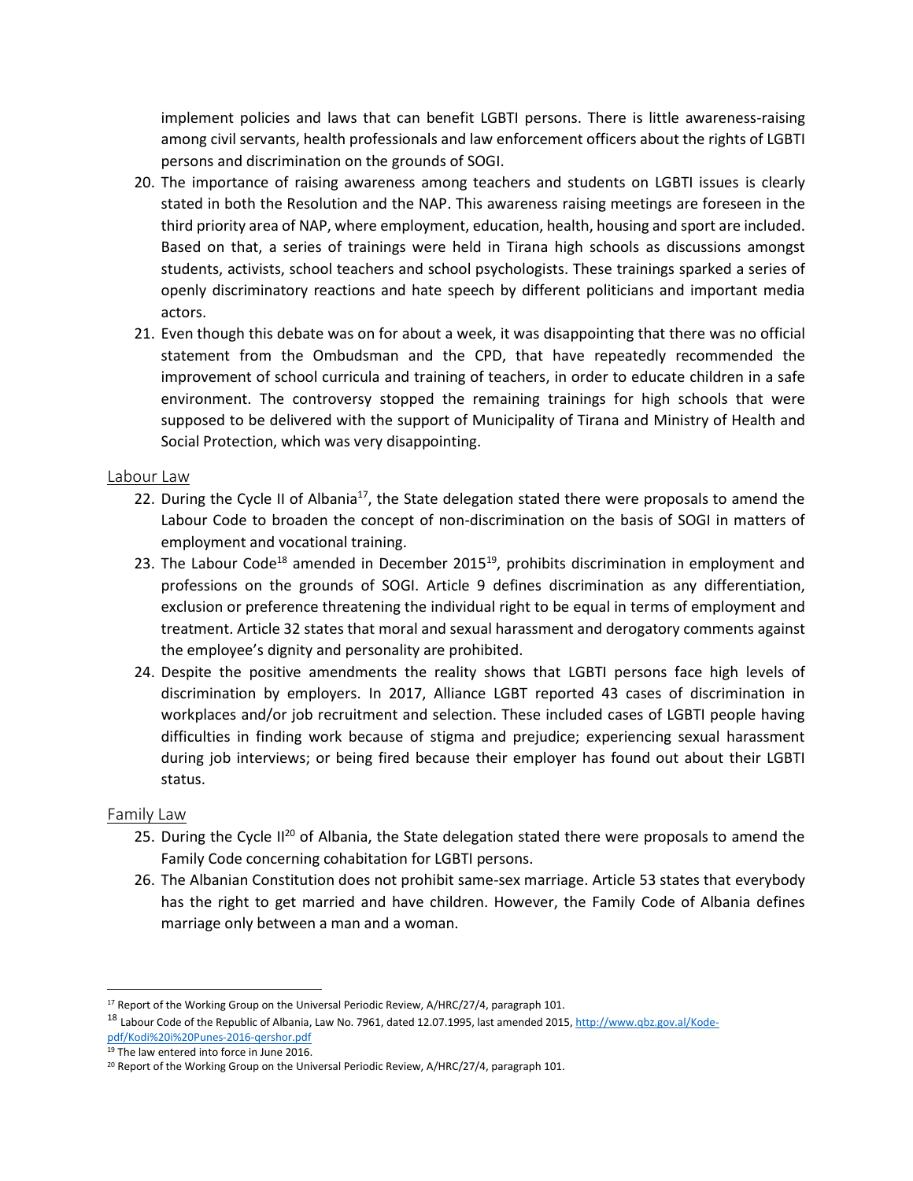implement policies and laws that can benefit LGBTI persons. There is little awareness-raising among civil servants, health professionals and law enforcement officers about the rights of LGBTI persons and discrimination on the grounds of SOGI.

20. The importance of raising awareness among teachers and students on LGBTI issues is clearly stated in both the Resolution and the NAP. This awareness raising meetings are foreseen in the third priority area of NAP, where employment, education, health, housing and sport are included. Based on that, a series of trainings were held in Tirana high schools as discussions amongst students, activists, school teachers and school psychologists. These trainings sparked a series of openly discriminatory reactions and hate speech by different politicians and important media actors.
21. Even though this debate was on for about a week, it was disappointing that there was no official statement from the Ombudsman and the CPD, that have repeatedly recommended the improvement of school curricula and training of teachers, in order to educate children in a safe environment. The controversy stopped the remaining trainings for high schools that were supposed to be delivered with the support of Municipality of Tirana and Ministry of Health and Social Protection, which was very disappointing.

## Labour Law

22. During the Cycle II of Albania[17], the State delegation stated there were proposals to amend the Labour Code to broaden the concept of non-discrimination on the basis of SOGI in matters of employment and vocational training.
23. The Labour Code[18] amended in December 2015[19], prohibits discrimination in employment and professions on the grounds of SOGI. Article 9 defines discrimination as any differentiation, exclusion or preference threatening the individual right to be equal in terms of employment and treatment. Article 32 states that moral and sexual harassment and derogatory comments against the employee's dignity and personality are prohibited.
24. Despite the positive amendments the reality shows that LGBTI persons face high levels of discrimination by employers. In 2017, Alliance LGBT reported 43 cases of discrimination in workplaces and/or job recruitment and selection. These included cases of LGBTI people having difficulties in finding work because of stigma and prejudice; experiencing sexual harassment during job interviews; or being fired because their employer has found out about their LGBTI status.

## Family Law

25. During the Cycle II[20] of Albania, the State delegation stated there were proposals to amend the Family Code concerning cohabitation for LGBTI persons.
26. The Albanian Constitution does not prohibit same-sex marriage. Article 53 states that everybody has the right to get married and have children. However, the Family Code of Albania defines marriage only between a man and a woman.

---

[17] Report of the Working Group on the Universal Periodic Review, A/HRC/27/4, paragraph 101.

[18] Labour Code of the Republic of Albania, Law No. 7961, dated 12.07.1995, last amended 2015, http://www.qbz.gov.al/Kode-pdf/Kodi%20i%20Punes-2016-qershor.pdf

[19] The law entered into force in June 2016.

[20] Report of the Working Group on the Universal Periodic Review, A/HRC/27/4, paragraph 101.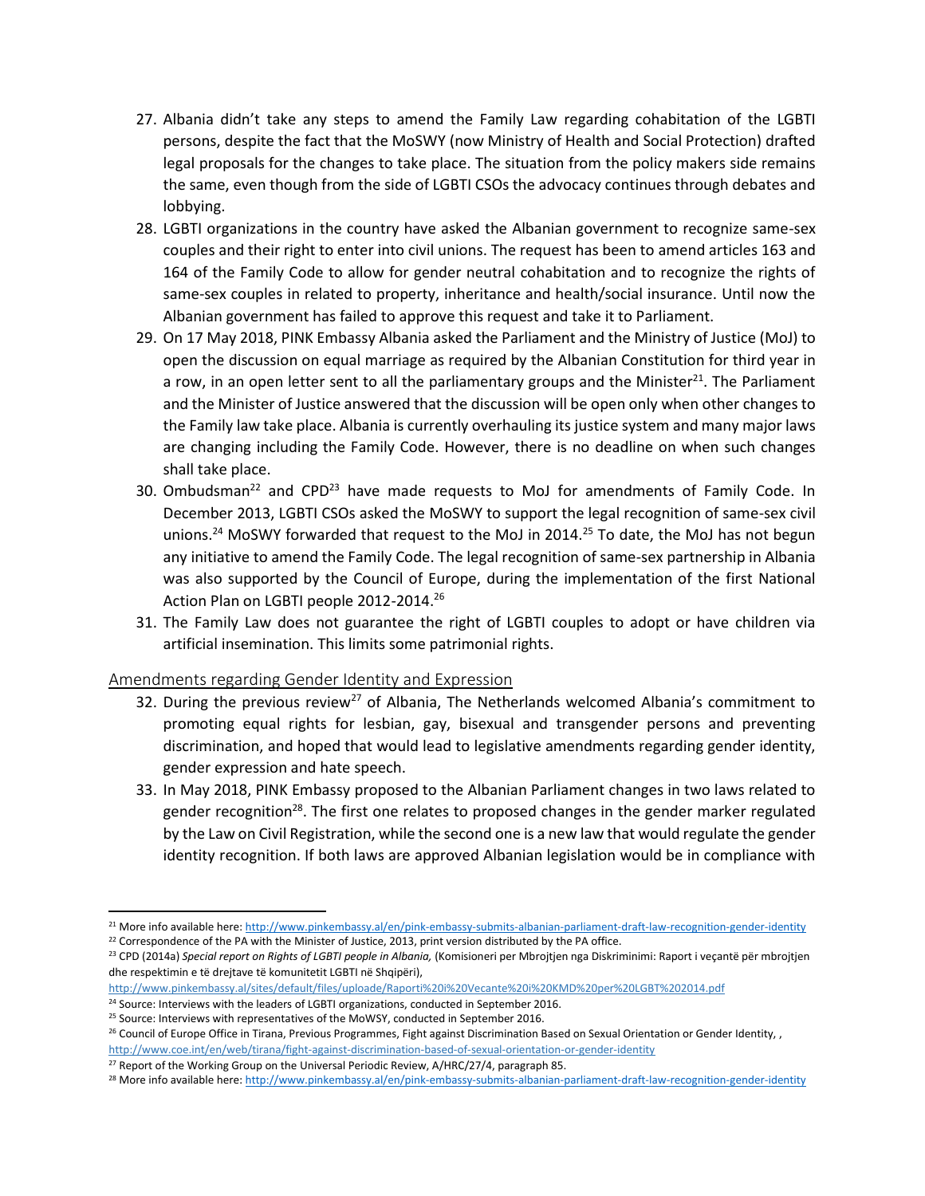27. Albania didn't take any steps to amend the Family Law regarding cohabitation of the LGBTI persons, despite the fact that the MoSWY (now Ministry of Health and Social Protection) drafted legal proposals for the changes to take place. The situation from the policy makers side remains the same, even though from the side of LGBTI CSOs the advocacy continues through debates and lobbying.
28. LGBTI organizations in the country have asked the Albanian government to recognize same-sex couples and their right to enter into civil unions. The request has been to amend articles 163 and 164 of the Family Code to allow for gender neutral cohabitation and to recognize the rights of same-sex couples in related to property, inheritance and health/social insurance. Until now the Albanian government has failed to approve this request and take it to Parliament.
29. On 17 May 2018, PINK Embassy Albania asked the Parliament and the Ministry of Justice (MoJ) to open the discussion on equal marriage as required by the Albanian Constitution for third year in a row, in an open letter sent to all the parliamentary groups and the Minister[21]. The Parliament and the Minister of Justice answered that the discussion will be open only when other changes to the Family law take place. Albania is currently overhauling its justice system and many major laws are changing including the Family Code. However, there is no deadline on when such changes shall take place.
30. Ombudsman[22] and CPD[23] have made requests to MoJ for amendments of Family Code. In December 2013, LGBTI CSOs asked the MoSWY to support the legal recognition of same-sex civil unions.[24] MoSWY forwarded that request to the MoJ in 2014.[25] To date, the MoJ has not begun any initiative to amend the Family Code. The legal recognition of same-sex partnership in Albania was also supported by the Council of Europe, during the implementation of the first National Action Plan on LGBTI people 2012-2014.[26]
31. The Family Law does not guarantee the right of LGBTI couples to adopt or have children via artificial insemination. This limits some patrimonial rights.

## Amendments regarding Gender Identity and Expression

32. During the previous review[27] of Albania, The Netherlands welcomed Albania's commitment to promoting equal rights for lesbian, gay, bisexual and transgender persons and preventing discrimination, and hoped that would lead to legislative amendments regarding gender identity, gender expression and hate speech.
33. In May 2018, PINK Embassy proposed to the Albanian Parliament changes in two laws related to gender recognition[28]. The first one relates to proposed changes in the gender marker regulated by the Law on Civil Registration, while the second one is a new law that would regulate the gender identity recognition. If both laws are approved Albanian legislation would be in compliance with

---

[21] More info available here: http://www.pinkembassy.al/en/pink-embassy-submits-albanian-parliament-draft-law-recognition-gender-identity

[22] Correspondence of the PA with the Minister of Justice, 2013, print version distributed by the PA office.

[23] CPD (2014a) *Special report on Rights of LGBTI people in Albania,* (Komisioneri per Mbrojtjen nga Diskriminimi: Raport i veçantë për mbrojtjen dhe respektimin e të drejtave të komunitetit LGBTI në Shqipëri), http://www.pinkembassy.al/sites/default/files/uploade/Raporti%20i%20Vecante%20i%20KMD%20per%20LGBT%202014.pdf

[24] Source: Interviews with the leaders of LGBTI organizations, conducted in September 2016.

[25] Source: Interviews with representatives of the MoWSY, conducted in September 2016.

[26] Council of Europe Office in Tirana, Previous Programmes, Fight against Discrimination Based on Sexual Orientation or Gender Identity, , http://www.coe.int/en/web/tirana/fight-against-discrimination-based-of-sexual-orientation-or-gender-identity

[27] Report of the Working Group on the Universal Periodic Review, A/HRC/27/4, paragraph 85.

[28] More info available here: http://www.pinkembassy.al/en/pink-embassy-submits-albanian-parliament-draft-law-recognition-gender-identity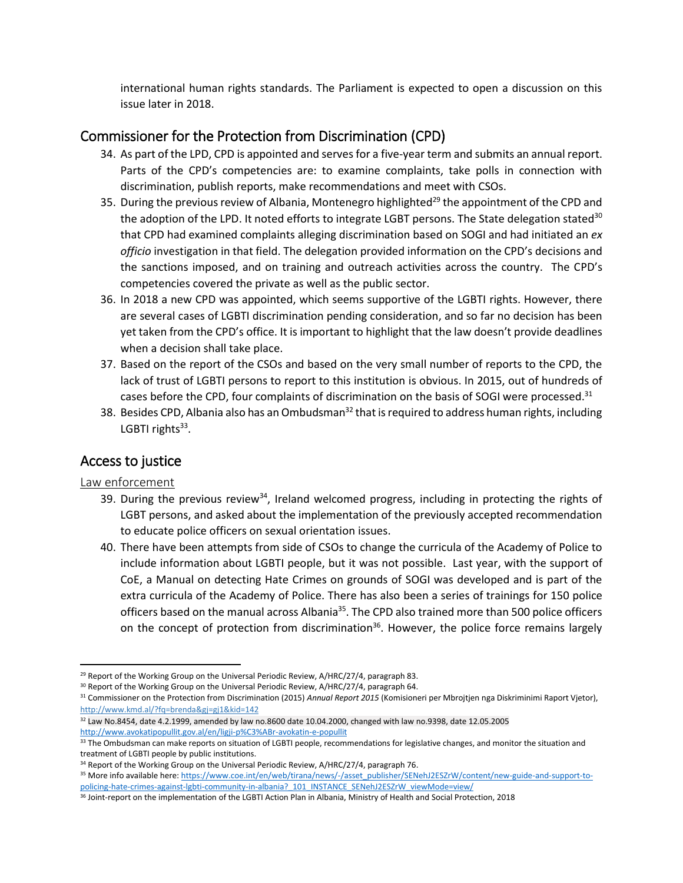international human rights standards. The Parliament is expected to open a discussion on this issue later in 2018.

## Commissioner for the Protection from Discrimination (CPD)

34. As part of the LPD, CPD is appointed and serves for a five-year term and submits an annual report. Parts of the CPD's competencies are: to examine complaints, take polls in connection with discrimination, publish reports, make recommendations and meet with CSOs.
35. During the previous review of Albania, Montenegro highlighted[29] the appointment of the CPD and the adoption of the LPD. It noted efforts to integrate LGBT persons. The State delegation stated[30] that CPD had examined complaints alleging discrimination based on SOGI and had initiated an *ex officio* investigation in that field. The delegation provided information on the CPD's decisions and the sanctions imposed, and on training and outreach activities across the country. The CPD's competencies covered the private as well as the public sector.
36. In 2018 a new CPD was appointed, which seems supportive of the LGBTI rights. However, there are several cases of LGBTI discrimination pending consideration, and so far no decision has been yet taken from the CPD's office. It is important to highlight that the law doesn't provide deadlines when a decision shall take place.
37. Based on the report of the CSOs and based on the very small number of reports to the CPD, the lack of trust of LGBTI persons to report to this institution is obvious. In 2015, out of hundreds of cases before the CPD, four complaints of discrimination on the basis of SOGI were processed.[31]
38. Besides CPD, Albania also has an Ombudsman[32] that is required to address human rights, including LGBTI rights[33].

## Access to justice

### Law enforcement

39. During the previous review[34], Ireland welcomed progress, including in protecting the rights of LGBT persons, and asked about the implementation of the previously accepted recommendation to educate police officers on sexual orientation issues.
40. There have been attempts from side of CSOs to change the curricula of the Academy of Police to include information about LGBTI people, but it was not possible. Last year, with the support of CoE, a Manual on detecting Hate Crimes on grounds of SOGI was developed and is part of the extra curricula of the Academy of Police. There has also been a series of trainings for 150 police officers based on the manual across Albania[35]. The CPD also trained more than 500 police officers on the concept of protection from discrimination[36]. However, the police force remains largely

---

[29] Report of the Working Group on the Universal Periodic Review, A/HRC/27/4, paragraph 83.

[30] Report of the Working Group on the Universal Periodic Review, A/HRC/27/4, paragraph 64.

[31] Commissioner on the Protection from Discrimination (2015) *Annual Report 2015* (Komisioneri per Mbrojtjen nga Diskriminimi Raport Vjetor), http://www.kmd.al/?fq=brenda&gj=gj1&kid=142

[32] Law No.8454, date 4.2.1999, amended by law no.8600 date 10.04.2000, changed with law no.9398, date 12.05.2005 http://www.avokatipopullit.gov.al/en/ligji-p%C3%ABr-avokatin-e-popullit

[33] The Ombudsman can make reports on situation of LGBTI people, recommendations for legislative changes, and monitor the situation and treatment of LGBTI people by public institutions.

[34] Report of the Working Group on the Universal Periodic Review, A/HRC/27/4, paragraph 76.

[35] More info available here: https://www.coe.int/en/web/tirana/news/-/asset_publisher/SENehJ2ESZrW/content/new-guide-and-support-to-policing-hate-crimes-against-lgbti-community-in-albania?_101_INSTANCE_SENehJ2ESZrW_viewMode=view/

[36] Joint-report on the implementation of the LGBTI Action Plan in Albania, Ministry of Health and Social Protection, 2018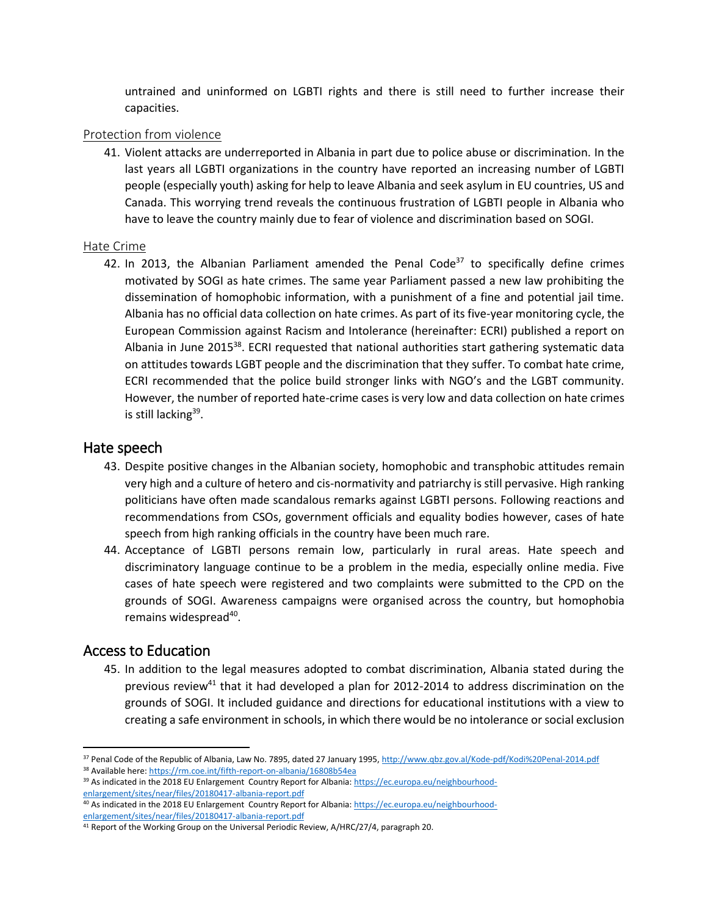untrained and uninformed on LGBTI rights and there is still need to further increase their capacities.

### Protection from violence

41. Violent attacks are underreported in Albania in part due to police abuse or discrimination. In the last years all LGBTI organizations in the country have reported an increasing number of LGBTI people (especially youth) asking for help to leave Albania and seek asylum in EU countries, US and Canada. This worrying trend reveals the continuous frustration of LGBTI people in Albania who have to leave the country mainly due to fear of violence and discrimination based on SOGI.

### Hate Crime

42. In 2013, the Albanian Parliament amended the Penal Code[37] to specifically define crimes motivated by SOGI as hate crimes. The same year Parliament passed a new law prohibiting the dissemination of homophobic information, with a punishment of a fine and potential jail time. Albania has no official data collection on hate crimes. As part of its five-year monitoring cycle, the European Commission against Racism and Intolerance (hereinafter: ECRI) published a report on Albania in June 2015[38]. ECRI requested that national authorities start gathering systematic data on attitudes towards LGBT people and the discrimination that they suffer. To combat hate crime, ECRI recommended that the police build stronger links with NGO's and the LGBT community. However, the number of reported hate-crime cases is very low and data collection on hate crimes is still lacking[39].

## Hate speech

43. Despite positive changes in the Albanian society, homophobic and transphobic attitudes remain very high and a culture of hetero and cis-normativity and patriarchy is still pervasive. High ranking politicians have often made scandalous remarks against LGBTI persons. Following reactions and recommendations from CSOs, government officials and equality bodies however, cases of hate speech from high ranking officials in the country have been much rare.
44. Acceptance of LGBTI persons remain low, particularly in rural areas. Hate speech and discriminatory language continue to be a problem in the media, especially online media. Five cases of hate speech were registered and two complaints were submitted to the CPD on the grounds of SOGI. Awareness campaigns were organised across the country, but homophobia remains widespread[40].

## Access to Education

45. In addition to the legal measures adopted to combat discrimination, Albania stated during the previous review[41] that it had developed a plan for 2012-2014 to address discrimination on the grounds of SOGI. It included guidance and directions for educational institutions with a view to creating a safe environment in schools, in which there would be no intolerance or social exclusion

---

[37] Penal Code of the Republic of Albania, Law No. 7895, dated 27 January 1995, http://www.qbz.gov.al/Kode-pdf/Kodi%20Penal-2014.pdf

[38] Available here: https://rm.coe.int/fifth-report-on-albania/16808b54ea

[39] As indicated in the 2018 EU Enlargement Country Report for Albania: https://ec.europa.eu/neighbourhood-enlargement/sites/near/files/20180417-albania-report.pdf

[40] As indicated in the 2018 EU Enlargement Country Report for Albania: https://ec.europa.eu/neighbourhood-enlargement/sites/near/files/20180417-albania-report.pdf

[41] Report of the Working Group on the Universal Periodic Review, A/HRC/27/4, paragraph 20.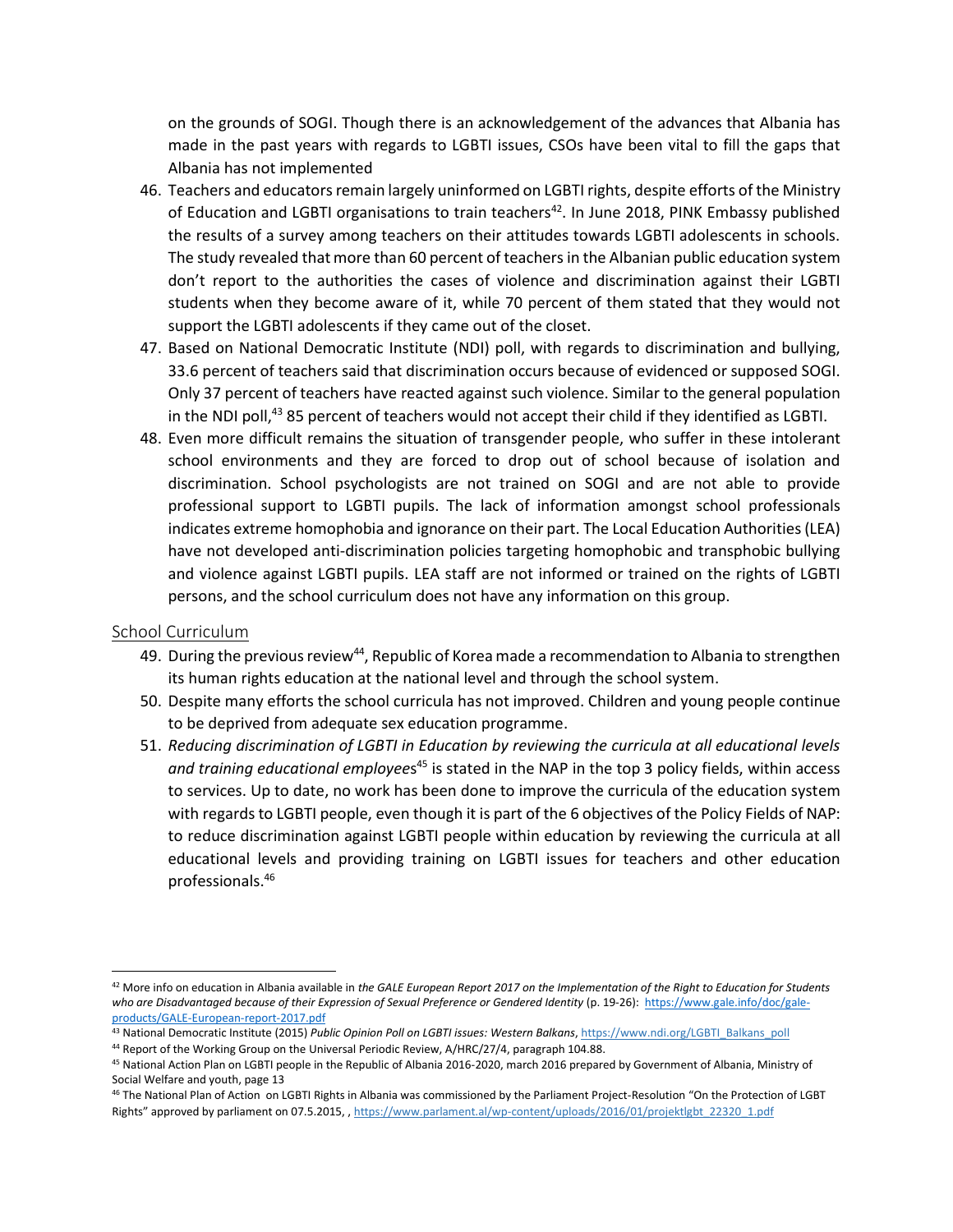on the grounds of SOGI. Though there is an acknowledgement of the advances that Albania has made in the past years with regards to LGBTI issues, CSOs have been vital to fill the gaps that Albania has not implemented

46. Teachers and educators remain largely uninformed on LGBTI rights, despite efforts of the Ministry of Education and LGBTI organisations to train teachers[42]. In June 2018, PINK Embassy published the results of a survey among teachers on their attitudes towards LGBTI adolescents in schools. The study revealed that more than 60 percent of teachers in the Albanian public education system don't report to the authorities the cases of violence and discrimination against their LGBTI students when they become aware of it, while 70 percent of them stated that they would not support the LGBTI adolescents if they came out of the closet.
47. Based on National Democratic Institute (NDI) poll, with regards to discrimination and bullying, 33.6 percent of teachers said that discrimination occurs because of evidenced or supposed SOGI. Only 37 percent of teachers have reacted against such violence. Similar to the general population in the NDI poll,[43] 85 percent of teachers would not accept their child if they identified as LGBTI.
48. Even more difficult remains the situation of transgender people, who suffer in these intolerant school environments and they are forced to drop out of school because of isolation and discrimination. School psychologists are not trained on SOGI and are not able to provide professional support to LGBTI pupils. The lack of information amongst school professionals indicates extreme homophobia and ignorance on their part. The Local Education Authorities (LEA) have not developed anti-discrimination policies targeting homophobic and transphobic bullying and violence against LGBTI pupils. LEA staff are not informed or trained on the rights of LGBTI persons, and the school curriculum does not have any information on this group.

## School Curriculum

49. During the previous review[44], Republic of Korea made a recommendation to Albania to strengthen its human rights education at the national level and through the school system.
50. Despite many efforts the school curricula has not improved. Children and young people continue to be deprived from adequate sex education programme.
51. *Reducing discrimination of LGBTI in Education by reviewing the curricula at all educational levels and training educational employees*[45] is stated in the NAP in the top 3 policy fields, within access to services. Up to date, no work has been done to improve the curricula of the education system with regards to LGBTI people, even though it is part of the 6 objectives of the Policy Fields of NAP: to reduce discrimination against LGBTI people within education by reviewing the curricula at all educational levels and providing training on LGBTI issues for teachers and other education professionals.[46]

---

[42] More info on education in Albania available in *the GALE European Report 2017 on the Implementation of the Right to Education for Students who are Disadvantaged because of their Expression of Sexual Preference or Gendered Identity* (p. 19-26): https://www.gale.info/doc/gale-products/GALE-European-report-2017.pdf

[43] National Democratic Institute (2015) *Public Opinion Poll on LGBTI issues: Western Balkans*, https://www.ndi.org/LGBTI_Balkans_poll

[44] Report of the Working Group on the Universal Periodic Review, A/HRC/27/4, paragraph 104.88.

[45] National Action Plan on LGBTI people in the Republic of Albania 2016-2020, march 2016 prepared by Government of Albania, Ministry of Social Welfare and youth, page 13

[46] The National Plan of Action on LGBTI Rights in Albania was commissioned by the Parliament Project-Resolution "On the Protection of LGBT Rights" approved by parliament on 07.5.2015, , https://www.parlament.al/wp-content/uploads/2016/01/projektlgbt_22320_1.pdf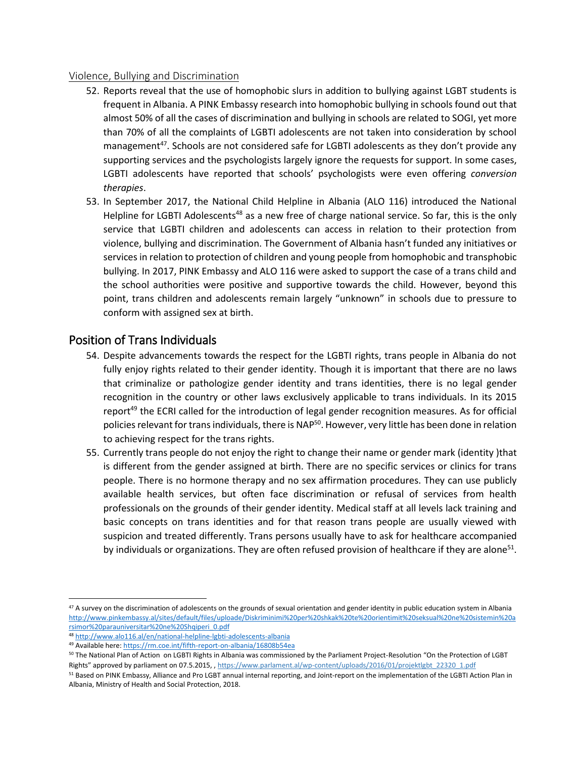### Violence, Bullying and Discrimination

52. Reports reveal that the use of homophobic slurs in addition to bullying against LGBT students is frequent in Albania. A PINK Embassy research into homophobic bullying in schools found out that almost 50% of all the cases of discrimination and bullying in schools are related to SOGI, yet more than 70% of all the complaints of LGBTI adolescents are not taken into consideration by school management[47]. Schools are not considered safe for LGBTI adolescents as they don't provide any supporting services and the psychologists largely ignore the requests for support. In some cases, LGBTI adolescents have reported that schools' psychologists were even offering *conversion therapies*.
53. In September 2017, the National Child Helpline in Albania (ALO 116) introduced the National Helpline for LGBTI Adolescents[48] as a new free of charge national service. So far, this is the only service that LGBTI children and adolescents can access in relation to their protection from violence, bullying and discrimination. The Government of Albania hasn't funded any initiatives or services in relation to protection of children and young people from homophobic and transphobic bullying. In 2017, PINK Embassy and ALO 116 were asked to support the case of a trans child and the school authorities were positive and supportive towards the child. However, beyond this point, trans children and adolescents remain largely "unknown" in schools due to pressure to conform with assigned sex at birth.

## Position of Trans Individuals

54. Despite advancements towards the respect for the LGBTI rights, trans people in Albania do not fully enjoy rights related to their gender identity. Though it is important that there are no laws that criminalize or pathologize gender identity and trans identities, there is no legal gender recognition in the country or other laws exclusively applicable to trans individuals. In its 2015 report[49] the ECRI called for the introduction of legal gender recognition measures. As for official policies relevant for trans individuals, there is NAP[50]. However, very little has been done in relation to achieving respect for the trans rights.
55. Currently trans people do not enjoy the right to change their name or gender mark (identity )that is different from the gender assigned at birth. There are no specific services or clinics for trans people. There is no hormone therapy and no sex affirmation procedures. They can use publicly available health services, but often face discrimination or refusal of services from health professionals on the grounds of their gender identity. Medical staff at all levels lack training and basic concepts on trans identities and for that reason trans people are usually viewed with suspicion and treated differently. Trans persons usually have to ask for healthcare accompanied by individuals or organizations. They are often refused provision of healthcare if they are alone[51].

---

[47] A survey on the discrimination of adolescents on the grounds of sexual orientation and gender identity in public education system in Albania http://www.pinkembassy.al/sites/default/files/uploade/Diskriminimi%20per%20shkak%20te%20orientimit%20seksual%20ne%20sistemin%20arsimor%20parauniversitar%20ne%20Shqiperi_0.pdf

[48] http://www.alo116.al/en/national-helpline-lgbti-adolescents-albania

[49] Available here: https://rm.coe.int/fifth-report-on-albania/16808b54ea

[50] The National Plan of Action on LGBTI Rights in Albania was commissioned by the Parliament Project-Resolution "On the Protection of LGBT Rights" approved by parliament on 07.5.2015, , https://www.parlament.al/wp-content/uploads/2016/01/projektlgbt_22320_1.pdf

[51] Based on PINK Embassy, Alliance and Pro LGBT annual internal reporting, and Joint-report on the implementation of the LGBTI Action Plan in Albania, Ministry of Health and Social Protection, 2018.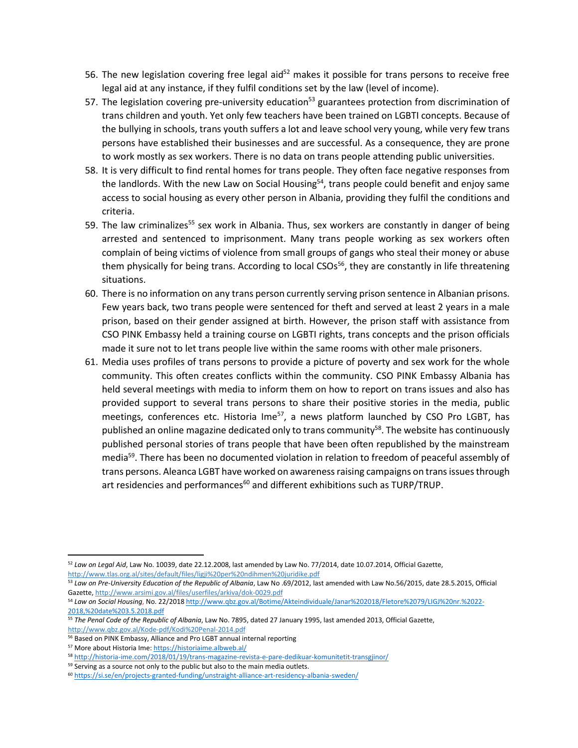56. The new legislation covering free legal aid[52] makes it possible for trans persons to receive free legal aid at any instance, if they fulfil conditions set by the law (level of income).
57. The legislation covering pre-university education[53] guarantees protection from discrimination of trans children and youth. Yet only few teachers have been trained on LGBTI concepts. Because of the bullying in schools, trans youth suffers a lot and leave school very young, while very few trans persons have established their businesses and are successful. As a consequence, they are prone to work mostly as sex workers. There is no data on trans people attending public universities.
58. It is very difficult to find rental homes for trans people. They often face negative responses from the landlords. With the new Law on Social Housing[54], trans people could benefit and enjoy same access to social housing as every other person in Albania, providing they fulfil the conditions and criteria.
59. The law criminalizes[55] sex work in Albania. Thus, sex workers are constantly in danger of being arrested and sentenced to imprisonment. Many trans people working as sex workers often complain of being victims of violence from small groups of gangs who steal their money or abuse them physically for being trans. According to local CSOs[56], they are constantly in life threatening situations.
60. There is no information on any trans person currently serving prison sentence in Albanian prisons. Few years back, two trans people were sentenced for theft and served at least 2 years in a male prison, based on their gender assigned at birth. However, the prison staff with assistance from CSO PINK Embassy held a training course on LGBTI rights, trans concepts and the prison officials made it sure not to let trans people live within the same rooms with other male prisoners.
61. Media uses profiles of trans persons to provide a picture of poverty and sex work for the whole community. This often creates conflicts within the community. CSO PINK Embassy Albania has held several meetings with media to inform them on how to report on trans issues and also has provided support to several trans persons to share their positive stories in the media, public meetings, conferences etc. Historia Ime[57], a news platform launched by CSO Pro LGBT, has published an online magazine dedicated only to trans community[58]. The website has continuously published personal stories of trans people that have been often republished by the mainstream media[59]. There has been no documented violation in relation to freedom of peaceful assembly of trans persons. Aleanca LGBT have worked on awareness raising campaigns on trans issues through art residencies and performances[60] and different exhibitions such as TURP/TRUP.

---

[52] *Law on Legal Aid*, Law No. 10039, date 22.12.2008, last amended by Law No. 77/2014, date 10.07.2014, Official Gazette, http://www.tlas.org.al/sites/default/files/ligji%20per%20ndihmen%20juridike.pdf

[53] *Law on Pre-University Education of the Republic of Albania*, Law No .69/2012, last amended with Law No.56/2015, date 28.5.2015, Official Gazette, http://www.arsimi.gov.al/files/userfiles/arkiva/dok-0029.pdf

[54] *Law on Social Housing*, No. 22/2018 http://www.qbz.gov.al/Botime/Akteindividuale/Janar%202018/Fletore%2079/LIGJ%20nr.%2022-2018,%20date%203.5.2018.pdf

[55] *The Penal Code of the Republic of Albania*, Law No. 7895, dated 27 January 1995, last amended 2013, Official Gazette, http://www.qbz.gov.al/Kode-pdf/Kodi%20Penal-2014.pdf

[56] Based on PINK Embassy, Alliance and Pro LGBT annual internal reporting

[57] More about Historia Ime: https://historiaime.albweb.al/

[58] http://historia-ime.com/2018/01/19/trans-magazine-revista-e-pare-dedikuar-komunitetit-transgjinor/

[59] Serving as a source not only to the public but also to the main media outlets.

[60] https://si.se/en/projects-granted-funding/unstraight-alliance-art-residency-albania-sweden/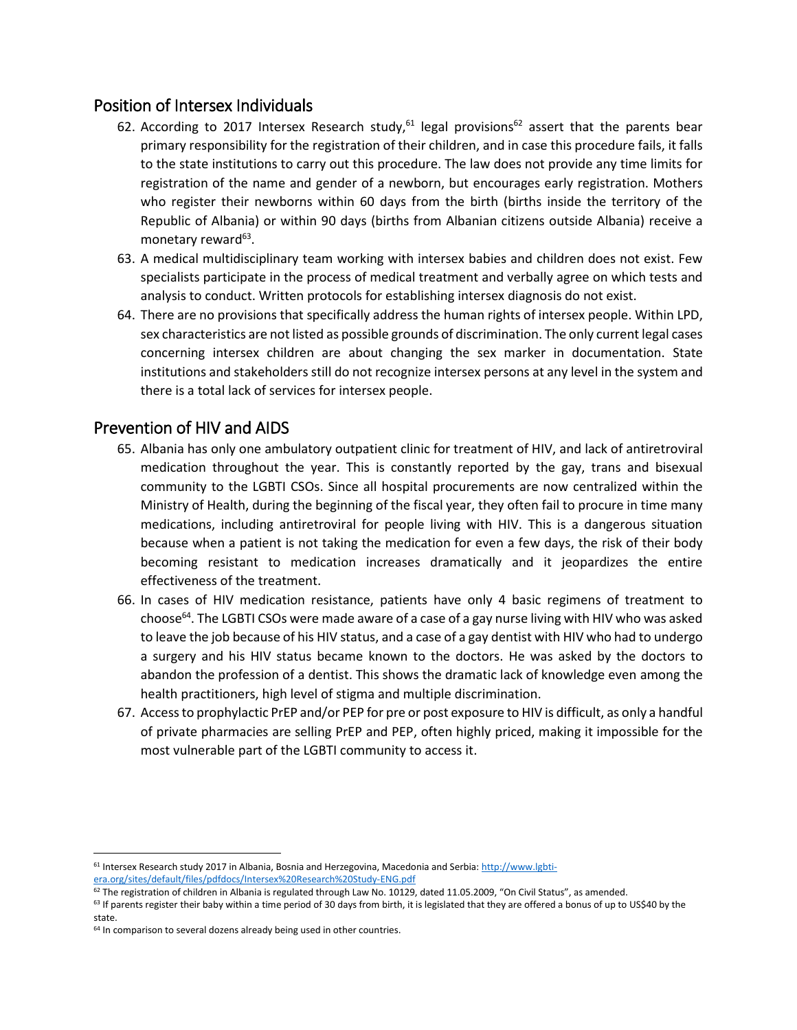## Position of Intersex Individuals

62. According to 2017 Intersex Research study,[61] legal provisions[62] assert that the parents bear primary responsibility for the registration of their children, and in case this procedure fails, it falls to the state institutions to carry out this procedure. The law does not provide any time limits for registration of the name and gender of a newborn, but encourages early registration. Mothers who register their newborns within 60 days from the birth (births inside the territory of the Republic of Albania) or within 90 days (births from Albanian citizens outside Albania) receive a monetary reward[63].
63. A medical multidisciplinary team working with intersex babies and children does not exist. Few specialists participate in the process of medical treatment and verbally agree on which tests and analysis to conduct. Written protocols for establishing intersex diagnosis do not exist.
64. There are no provisions that specifically address the human rights of intersex people. Within LPD, sex characteristics are not listed as possible grounds of discrimination. The only current legal cases concerning intersex children are about changing the sex marker in documentation. State institutions and stakeholders still do not recognize intersex persons at any level in the system and there is a total lack of services for intersex people.

## Prevention of HIV and AIDS

65. Albania has only one ambulatory outpatient clinic for treatment of HIV, and lack of antiretroviral medication throughout the year. This is constantly reported by the gay, trans and bisexual community to the LGBTI CSOs. Since all hospital procurements are now centralized within the Ministry of Health, during the beginning of the fiscal year, they often fail to procure in time many medications, including antiretroviral for people living with HIV. This is a dangerous situation because when a patient is not taking the medication for even a few days, the risk of their body becoming resistant to medication increases dramatically and it jeopardizes the entire effectiveness of the treatment.
66. In cases of HIV medication resistance, patients have only 4 basic regimens of treatment to choose[64]. The LGBTI CSOs were made aware of a case of a gay nurse living with HIV who was asked to leave the job because of his HIV status, and a case of a gay dentist with HIV who had to undergo a surgery and his HIV status became known to the doctors. He was asked by the doctors to abandon the profession of a dentist. This shows the dramatic lack of knowledge even among the health practitioners, high level of stigma and multiple discrimination.
67. Access to prophylactic PrEP and/or PEP for pre or post exposure to HIV is difficult, as only a handful of private pharmacies are selling PrEP and PEP, often highly priced, making it impossible for the most vulnerable part of the LGBTI community to access it.

---

[61] Intersex Research study 2017 in Albania, Bosnia and Herzegovina, Macedonia and Serbia: http://www.lgbti-era.org/sites/default/files/pdfdocs/Intersex%20Research%20Study-ENG.pdf

[62] The registration of children in Albania is regulated through Law No. 10129, dated 11.05.2009, "On Civil Status", as amended.

[63] If parents register their baby within a time period of 30 days from birth, it is legislated that they are offered a bonus of up to US$40 by the state.

[64] In comparison to several dozens already being used in other countries.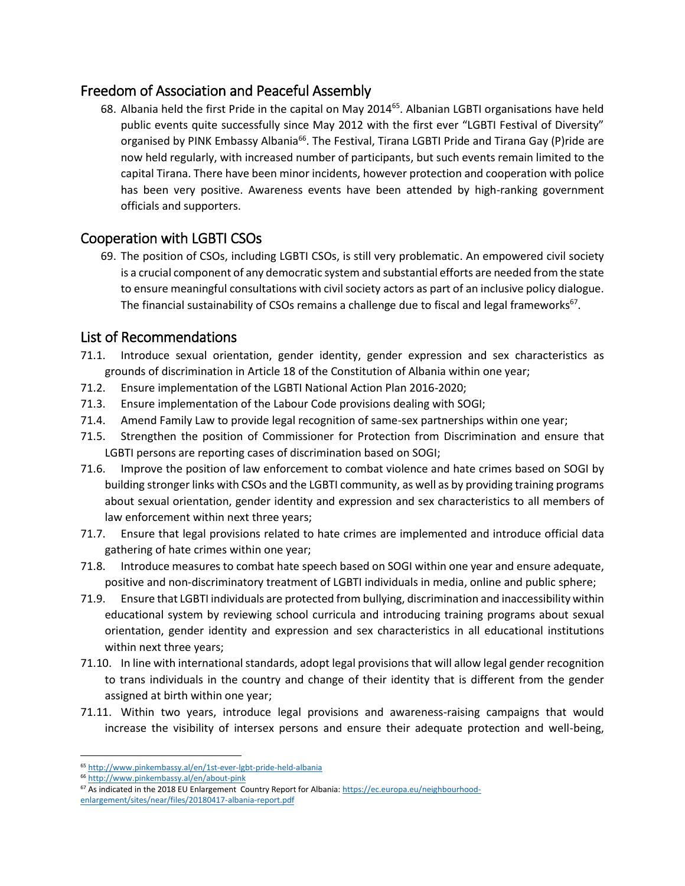## Freedom of Association and Peaceful Assembly

68. Albania held the first Pride in the capital on May 2014[65]. Albanian LGBTI organisations have held public events quite successfully since May 2012 with the first ever "LGBTI Festival of Diversity" organised by PINK Embassy Albania[66]. The Festival, Tirana LGBTI Pride and Tirana Gay (P)ride are now held regularly, with increased number of participants, but such events remain limited to the capital Tirana. There have been minor incidents, however protection and cooperation with police has been very positive. Awareness events have been attended by high-ranking government officials and supporters.

## Cooperation with LGBTI CSOs

69. The position of CSOs, including LGBTI CSOs, is still very problematic. An empowered civil society is a crucial component of any democratic system and substantial efforts are needed from the state to ensure meaningful consultations with civil society actors as part of an inclusive policy dialogue. The financial sustainability of CSOs remains a challenge due to fiscal and legal frameworks[67].

## List of Recommendations

71.1. Introduce sexual orientation, gender identity, gender expression and sex characteristics as grounds of discrimination in Article 18 of the Constitution of Albania within one year;

71.2. Ensure implementation of the LGBTI National Action Plan 2016-2020;

71.3. Ensure implementation of the Labour Code provisions dealing with SOGI;

71.4. Amend Family Law to provide legal recognition of same-sex partnerships within one year;

71.5. Strengthen the position of Commissioner for Protection from Discrimination and ensure that LGBTI persons are reporting cases of discrimination based on SOGI;

71.6. Improve the position of law enforcement to combat violence and hate crimes based on SOGI by building stronger links with CSOs and the LGBTI community, as well as by providing training programs about sexual orientation, gender identity and expression and sex characteristics to all members of law enforcement within next three years;

71.7. Ensure that legal provisions related to hate crimes are implemented and introduce official data gathering of hate crimes within one year;

71.8. Introduce measures to combat hate speech based on SOGI within one year and ensure adequate, positive and non-discriminatory treatment of LGBTI individuals in media, online and public sphere;

71.9. Ensure that LGBTI individuals are protected from bullying, discrimination and inaccessibility within educational system by reviewing school curricula and introducing training programs about sexual orientation, gender identity and expression and sex characteristics in all educational institutions within next three years;

71.10. In line with international standards, adopt legal provisions that will allow legal gender recognition to trans individuals in the country and change of their identity that is different from the gender assigned at birth within one year;

71.11. Within two years, introduce legal provisions and awareness-raising campaigns that would increase the visibility of intersex persons and ensure their adequate protection and well-being,

---

[65] http://www.pinkembassy.al/en/1st-ever-lgbt-pride-held-albania

[66] http://www.pinkembassy.al/en/about-pink

[67] As indicated in the 2018 EU Enlargement Country Report for Albania: https://ec.europa.eu/neighbourhood-enlargement/sites/near/files/20180417-albania-report.pdf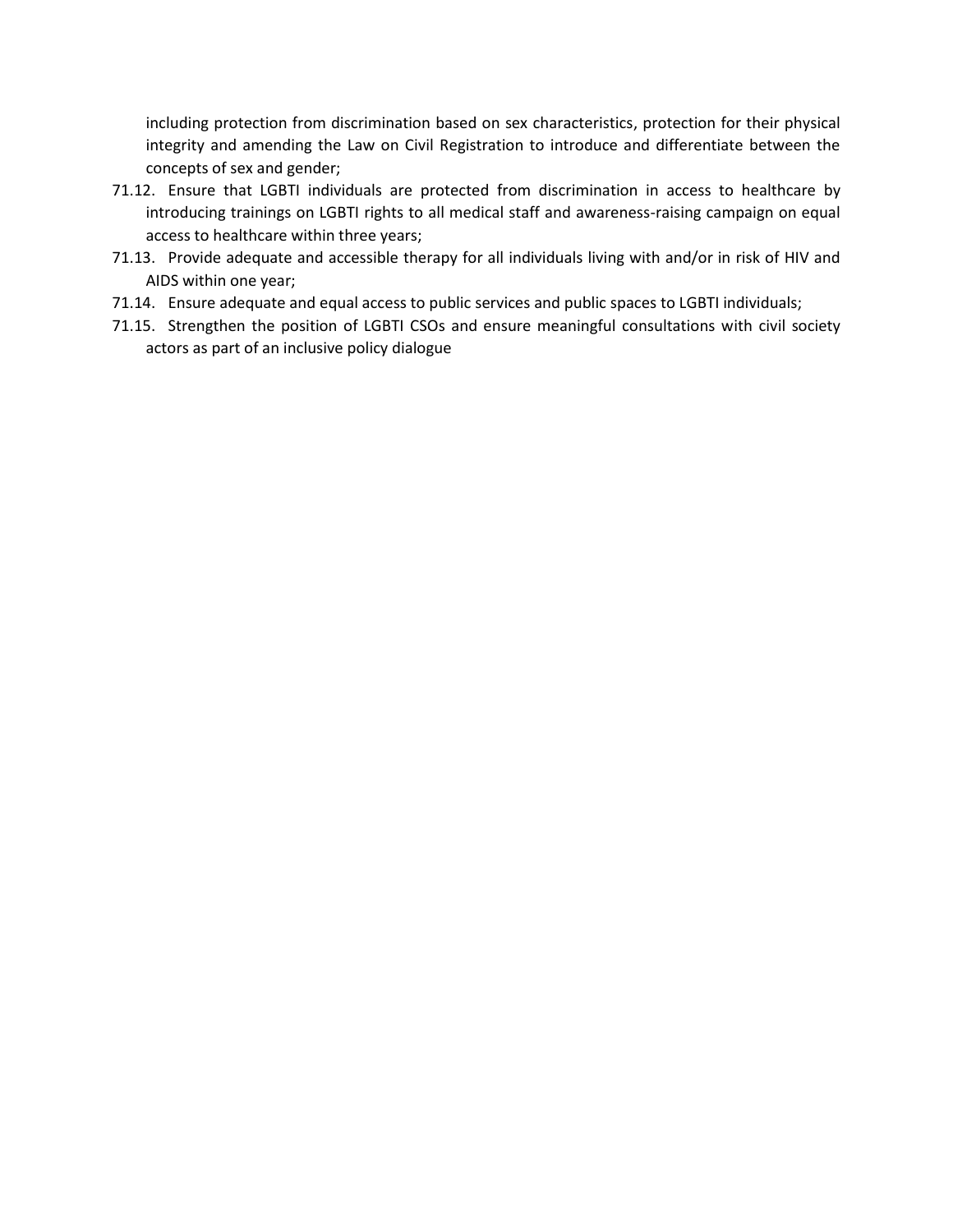including protection from discrimination based on sex characteristics, protection for their physical integrity and amending the Law on Civil Registration to introduce and differentiate between the concepts of sex and gender;

71.12. Ensure that LGBTI individuals are protected from discrimination in access to healthcare by introducing trainings on LGBTI rights to all medical staff and awareness-raising campaign on equal access to healthcare within three years;

71.13. Provide adequate and accessible therapy for all individuals living with and/or in risk of HIV and AIDS within one year;

71.14. Ensure adequate and equal access to public services and public spaces to LGBTI individuals;

71.15. Strengthen the position of LGBTI CSOs and ensure meaningful consultations with civil society actors as part of an inclusive policy dialogue